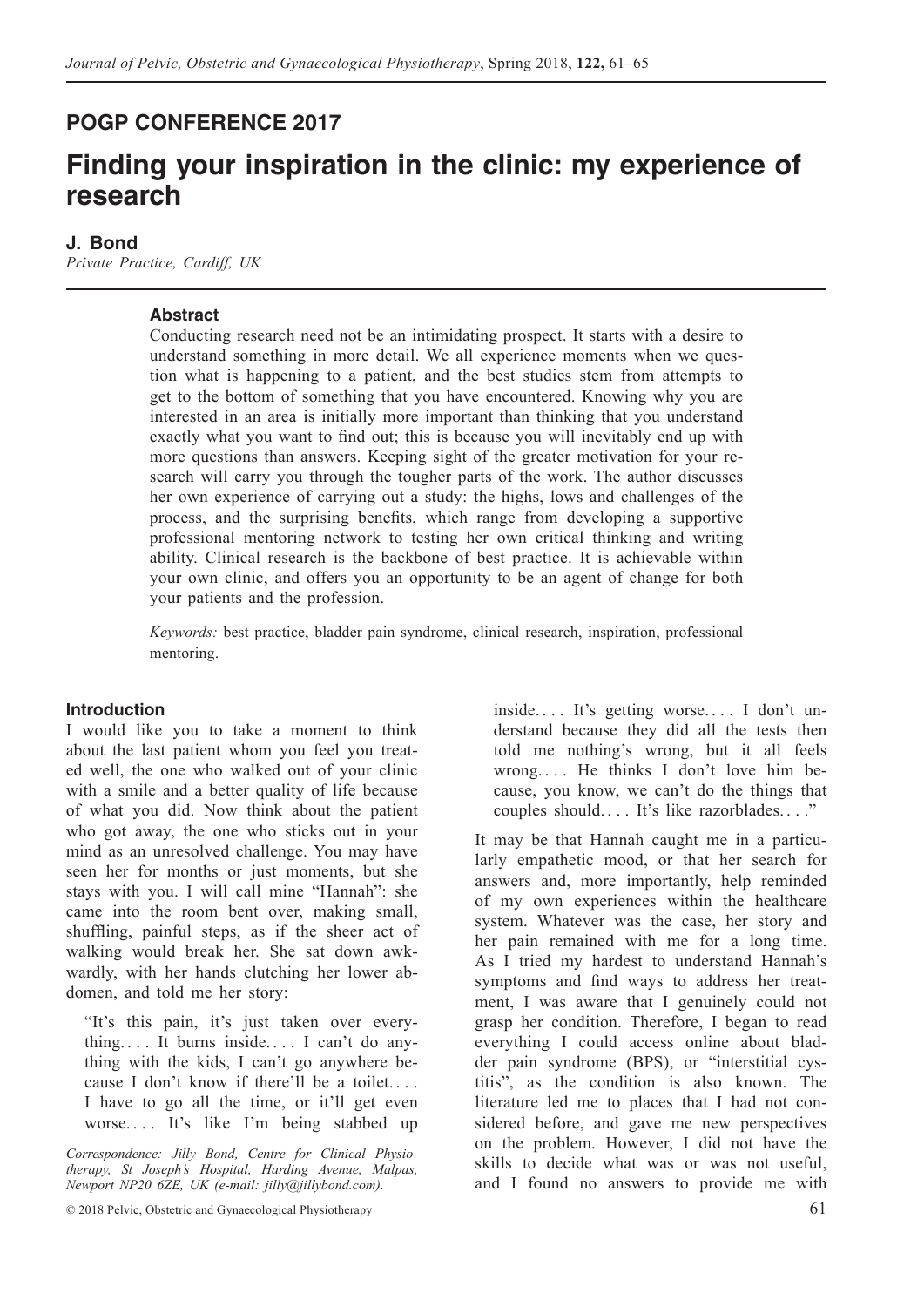## POGP CONFERENCE 2017

# Finding your inspiration in the clinic: my experience of research

**J. Bond**

*Private Practice, Cardiff, UK*

### Abstract

Conducting research need not be an intimidating prospect. It starts with a desire to understand something in more detail. We all experience moments when we question what is happening to a patient, and the best studies stem from attempts to get to the bottom of something that you have encountered. Knowing why you are interested in an area is initially more important than thinking that you understand exactly what you want to find out; this is because you will inevitably end up with more questions than answers. Keeping sight of the greater motivation for your research will carry you through the tougher parts of the work. The author discusses her own experience of carrying out a study: the highs, lows and challenges of the process, and the surprising benefits, which range from developing a supportive professional mentoring network to testing her own critical thinking and writing ability. Clinical research is the backbone of best practice. It is achievable within your own clinic, and offers you an opportunity to be an agent of change for both your patients and the profession.

*Keywords:* best practice, bladder pain syndrome, clinical research, inspiration, professional mentoring.

### Introduction

I would like you to take a moment to think about the last patient whom you feel you treated well, the one who walked out of your clinic with a smile and a better quality of life because of what you did. Now think about the patient who got away, the one who sticks out in your mind as an unresolved challenge. You may have seen her for months or just moments, but she stays with you. I will call mine "Hannah": she came into the room bent over, making small, shuffling, painful steps, as if the sheer act of walking would break her. She sat down awkwardly, with her hands clutching her lower abdomen, and told me her story:

> "It's this pain, it's just taken over everything. . . . It burns inside. . . . I can't do anything with the kids, I can't go anywhere because I don't know if there'll be a toilet. . . . I have to go all the time, or it'll get even worse. . . . It's like I'm being stabbed up inside. . . . It's getting worse. . . . I don't understand because they did all the tests then told me nothing's wrong, but it all feels wrong. . . . He thinks I don't love him because, you know, we can't do the things that couples should. . . . It's like razorblades. . . ."

It may be that Hannah caught me in a particularly empathetic mood, or that her search for answers and, more importantly, help reminded of my own experiences within the healthcare system. Whatever was the case, her story and her pain remained with me for a long time. As I tried my hardest to understand Hannah's symptoms and find ways to address her treatment, I was aware that I genuinely could not grasp her condition. Therefore, I began to read everything I could access online about bladder pain syndrome (BPS), or "interstitial cystitis", as the condition is also known. The literature led me to places that I had not considered before, and gave me new perspectives on the problem. However, I did not have the skills to decide what was or was not useful, and I found no answers to provide me with

*Correspondence: Jilly Bond, Centre for Clinical Physiotherapy, St Joseph's Hospital, Harding Avenue, Malpas, Newport NP20 6ZE, UK (e-mail: jilly@jillybond.com).*

© 2018 Pelvic, Obstetric and Gynaecological Physiotherapy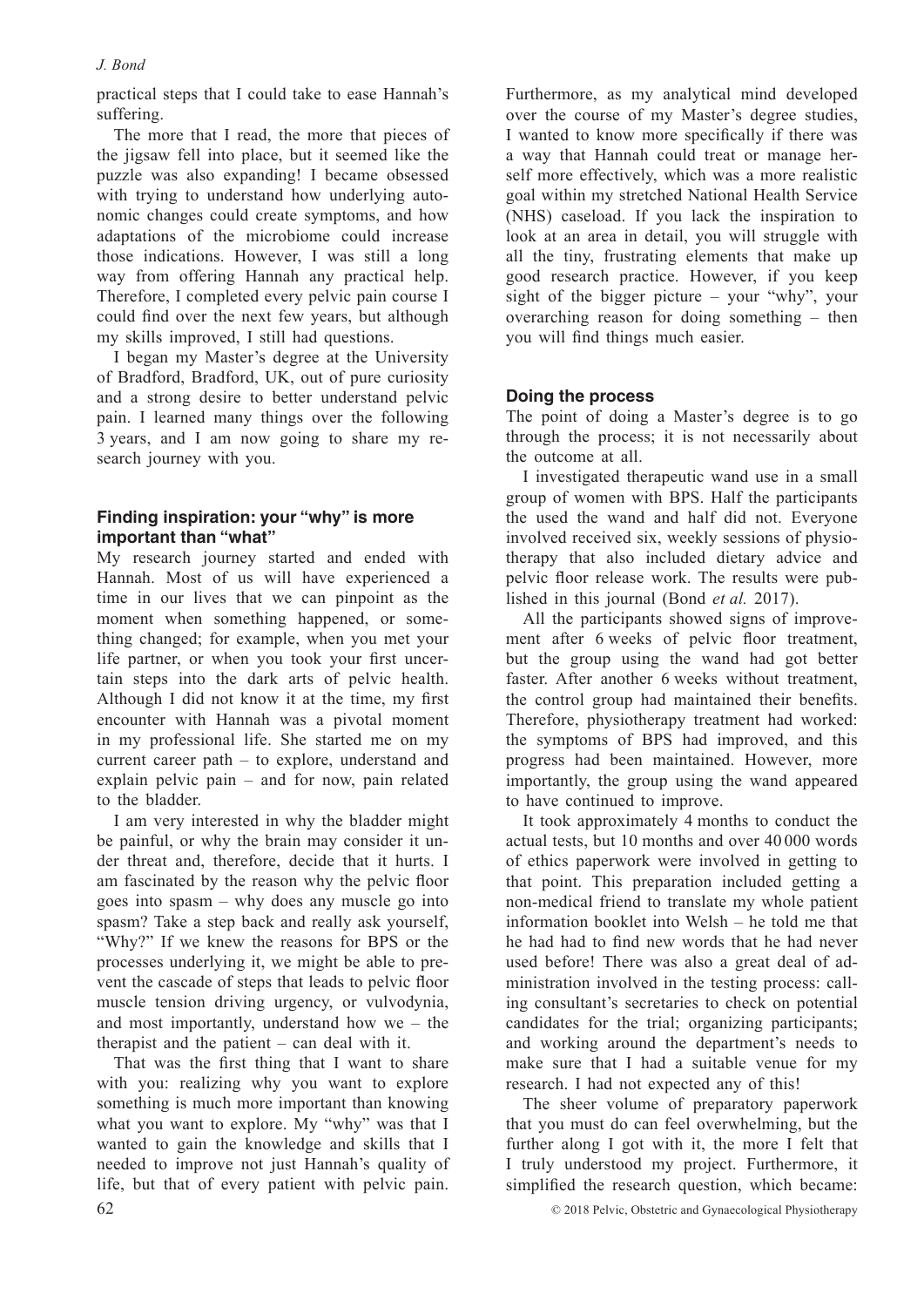practical steps that I could take to ease Hannah's suffering.

The more that I read, the more that pieces of the jigsaw fell into place, but it seemed like the puzzle was also expanding! I became obsessed with trying to understand how underlying autonomic changes could create symptoms, and how adaptations of the microbiome could increase those indications. However, I was still a long way from offering Hannah any practical help. Therefore, I completed every pelvic pain course I could find over the next few years, but although my skills improved, I still had questions.

I began my Master's degree at the University of Bradford, Bradford, UK, out of pure curiosity and a strong desire to better understand pelvic pain. I learned many things over the following 3 years, and I am now going to share my research journey with you.

## Finding inspiration: your "why" is more important than "what"

My research journey started and ended with Hannah. Most of us will have experienced a time in our lives that we can pinpoint as the moment when something happened, or something changed; for example, when you met your life partner, or when you took your first uncertain steps into the dark arts of pelvic health. Although I did not know it at the time, my first encounter with Hannah was a pivotal moment in my professional life. She started me on my current career path – to explore, understand and explain pelvic pain – and for now, pain related to the bladder.

I am very interested in why the bladder might be painful, or why the brain may consider it under threat and, therefore, decide that it hurts. I am fascinated by the reason why the pelvic floor goes into spasm – why does any muscle go into spasm? Take a step back and really ask yourself, "Why?" If we knew the reasons for BPS or the processes underlying it, we might be able to prevent the cascade of steps that leads to pelvic floor muscle tension driving urgency, or vulvodynia, and most importantly, understand how we – the therapist and the patient – can deal with it.

That was the first thing that I want to share with you: realizing why you want to explore something is much more important than knowing what you want to explore. My "why" was that I wanted to gain the knowledge and skills that I needed to improve not just Hannah's quality of life, but that of every patient with pelvic pain. Furthermore, as my analytical mind developed over the course of my Master's degree studies, I wanted to know more specifically if there was a way that Hannah could treat or manage herself more effectively, which was a more realistic goal within my stretched National Health Service (NHS) caseload. If you lack the inspiration to look at an area in detail, you will struggle with all the tiny, frustrating elements that make up good research practice. However, if you keep sight of the bigger picture – your "why", your overarching reason for doing something – then you will find things much easier.

## Doing the process

The point of doing a Master's degree is to go through the process; it is not necessarily about the outcome at all.

I investigated therapeutic wand use in a small group of women with BPS. Half the participants the used the wand and half did not. Everyone involved received six, weekly sessions of physiotherapy that also included dietary advice and pelvic floor release work. The results were published in this journal (Bond *et al.* 2017).

All the participants showed signs of improvement after 6 weeks of pelvic floor treatment, but the group using the wand had got better faster. After another 6 weeks without treatment, the control group had maintained their benefits. Therefore, physiotherapy treatment had worked: the symptoms of BPS had improved, and this progress had been maintained. However, more importantly, the group using the wand appeared to have continued to improve.

It took approximately 4 months to conduct the actual tests, but 10 months and over 40 000 words of ethics paperwork were involved in getting to that point. This preparation included getting a non-medical friend to translate my whole patient information booklet into Welsh – he told me that he had had to find new words that he had never used before! There was also a great deal of administration involved in the testing process: calling consultant's secretaries to check on potential candidates for the trial; organizing participants; and working around the department's needs to make sure that I had a suitable venue for my research. I had not expected any of this!

The sheer volume of preparatory paperwork that you must do can feel overwhelming, but the further along I got with it, the more I felt that I truly understood my project. Furthermore, it simplified the research question, which became: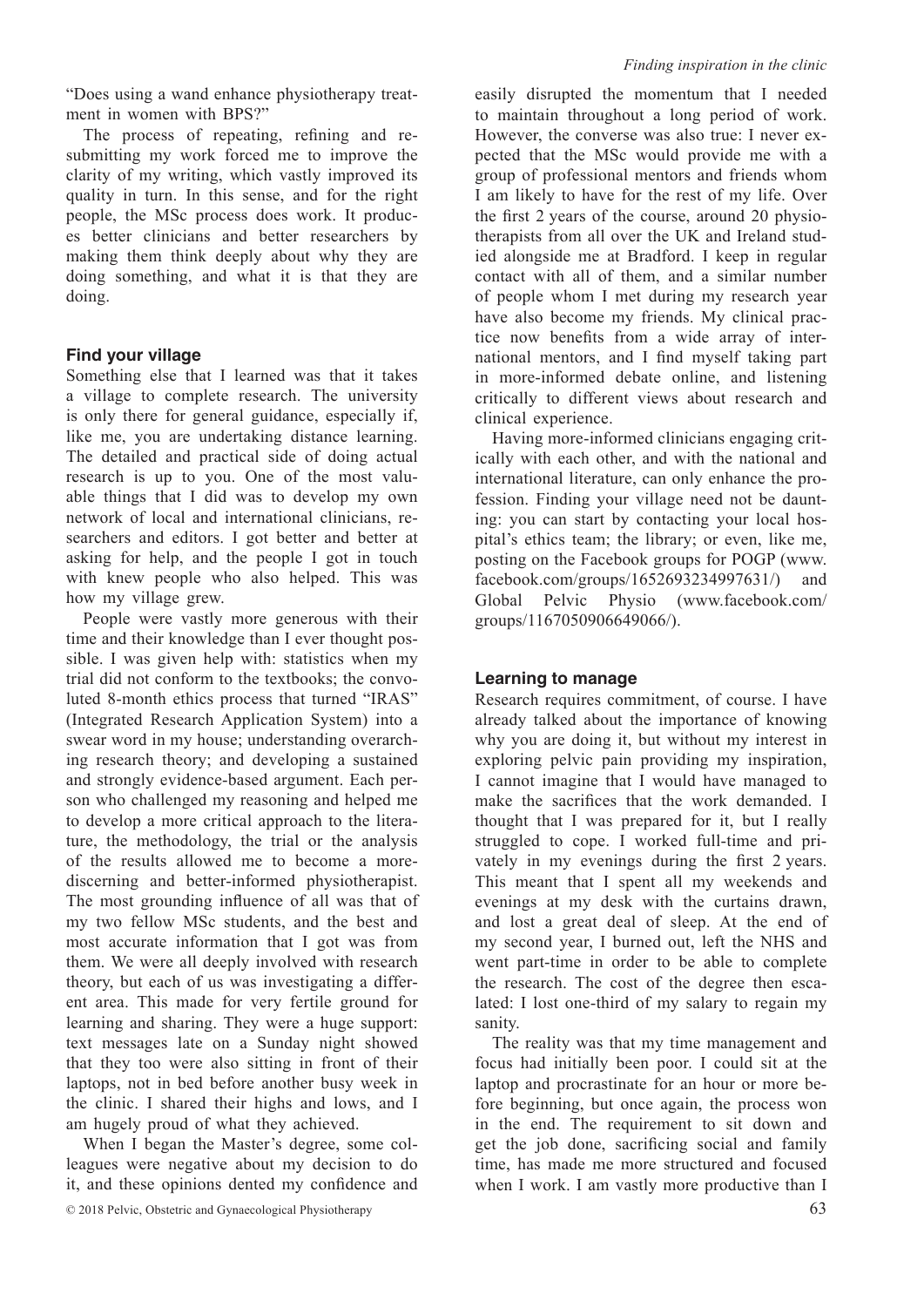"Does using a wand enhance physiotherapy treatment in women with BPS?"

The process of repeating, refining and resubmitting my work forced me to improve the clarity of my writing, which vastly improved its quality in turn. In this sense, and for the right people, the MSc process does work. It produces better clinicians and better researchers by making them think deeply about why they are doing something, and what it is that they are doing.

### Find your village

Something else that I learned was that it takes a village to complete research. The university is only there for general guidance, especially if, like me, you are undertaking distance learning. The detailed and practical side of doing actual research is up to you. One of the most valuable things that I did was to develop my own network of local and international clinicians, researchers and editors. I got better and better at asking for help, and the people I got in touch with knew people who also helped. This was how my village grew.

People were vastly more generous with their time and their knowledge than I ever thought possible. I was given help with: statistics when my trial did not conform to the textbooks; the convoluted 8-month ethics process that turned "IRAS" (Integrated Research Application System) into a swear word in my house; understanding overarching research theory; and developing a sustained and strongly evidence-based argument. Each person who challenged my reasoning and helped me to develop a more critical approach to the literature, the methodology, the trial or the analysis of the results allowed me to become a more-discerning and better-informed physiotherapist. The most grounding influence of all was that of my two fellow MSc students, and the best and most accurate information that I got was from them. We were all deeply involved with research theory, but each of us was investigating a different area. This made for very fertile ground for learning and sharing. They were a huge support: text messages late on a Sunday night showed that they too were also sitting in front of their laptops, not in bed before another busy week in the clinic. I shared their highs and lows, and I am hugely proud of what they achieved.

When I began the Master's degree, some colleagues were negative about my decision to do it, and these opinions dented my confidence and easily disrupted the momentum that I needed to maintain throughout a long period of work. However, the converse was also true: I never expected that the MSc would provide me with a group of professional mentors and friends whom I am likely to have for the rest of my life. Over the first 2 years of the course, around 20 physiotherapists from all over the UK and Ireland studied alongside me at Bradford. I keep in regular contact with all of them, and a similar number of people whom I met during my research year have also become my friends. My clinical practice now benefits from a wide array of international mentors, and I find myself taking part in more-informed debate online, and listening critically to different views about research and clinical experience.

Having more-informed clinicians engaging critically with each other, and with the national and international literature, can only enhance the profession. Finding your village need not be daunting: you can start by contacting your local hospital's ethics team; the library; or even, like me, posting on the Facebook groups for POGP (www.facebook.com/groups/1652693234997631/) and Global Pelvic Physio (www.facebook.com/groups/1167050906649066/).

### Learning to manage

Research requires commitment, of course. I have already talked about the importance of knowing why you are doing it, but without my interest in exploring pelvic pain providing my inspiration, I cannot imagine that I would have managed to make the sacrifices that the work demanded. I thought that I was prepared for it, but I really struggled to cope. I worked full-time and privately in my evenings during the first 2 years. This meant that I spent all my weekends and evenings at my desk with the curtains drawn, and lost a great deal of sleep. At the end of my second year, I burned out, left the NHS and went part-time in order to be able to complete the research. The cost of the degree then escalated: I lost one-third of my salary to regain my sanity.

The reality was that my time management and focus had initially been poor. I could sit at the laptop and procrastinate for an hour or more before beginning, but once again, the process won in the end. The requirement to sit down and get the job done, sacrificing social and family time, has made me more structured and focused when I work. I am vastly more productive than I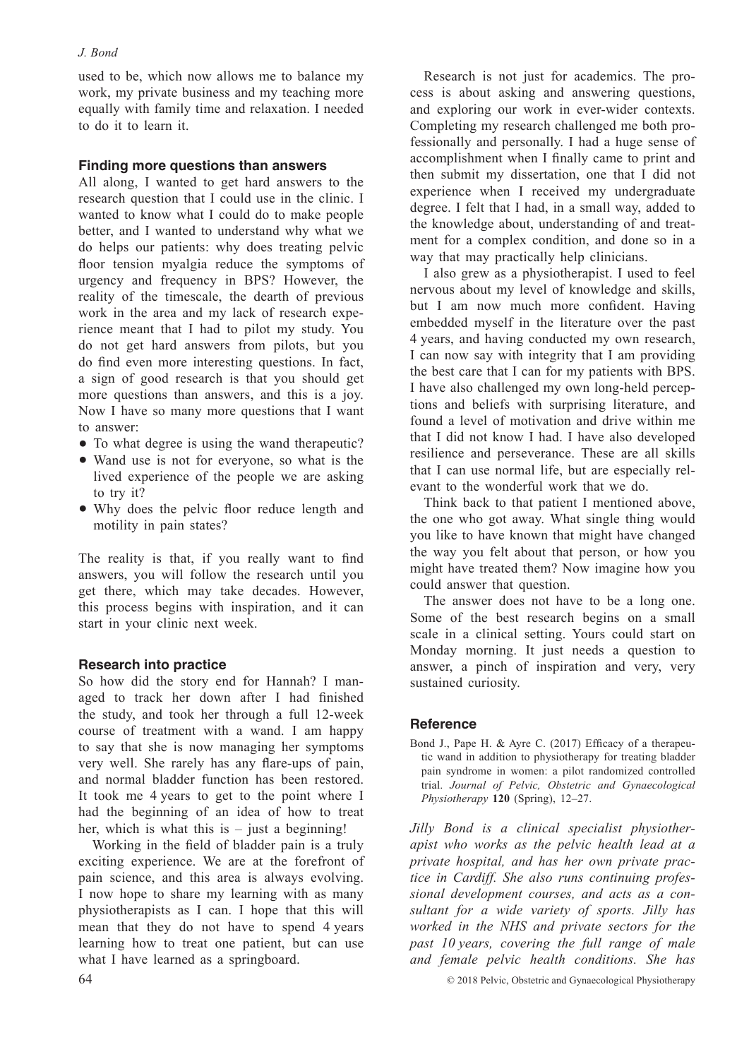used to be, which now allows me to balance my work, my private business and my teaching more equally with family time and relaxation. I needed to do it to learn it.

### Finding more questions than answers

All along, I wanted to get hard answers to the research question that I could use in the clinic. I wanted to know what I could do to make people better, and I wanted to understand why what we do helps our patients: why does treating pelvic floor tension myalgia reduce the symptoms of urgency and frequency in BPS? However, the reality of the timescale, the dearth of previous work in the area and my lack of research experience meant that I had to pilot my study. You do not get hard answers from pilots, but you do find even more interesting questions. In fact, a sign of good research is that you should get more questions than answers, and this is a joy. Now I have so many more questions that I want to answer:

- To what degree is using the wand therapeutic?
- Wand use is not for everyone, so what is the lived experience of the people we are asking to try it?
- Why does the pelvic floor reduce length and motility in pain states?

The reality is that, if you really want to find answers, you will follow the research until you get there, which may take decades. However, this process begins with inspiration, and it can start in your clinic next week.

### Research into practice

So how did the story end for Hannah? I managed to track her down after I had finished the study, and took her through a full 12-week course of treatment with a wand. I am happy to say that she is now managing her symptoms very well. She rarely has any flare-ups of pain, and normal bladder function has been restored. It took me 4 years to get to the point where I had the beginning of an idea of how to treat her, which is what this is – just a beginning!

Working in the field of bladder pain is a truly exciting experience. We are at the forefront of pain science, and this area is always evolving. I now hope to share my learning with as many physiotherapists as I can. I hope that this will mean that they do not have to spend 4 years learning how to treat one patient, but can use what I have learned as a springboard.

Research is not just for academics. The process is about asking and answering questions, and exploring our work in ever-wider contexts. Completing my research challenged me both professionally and personally. I had a huge sense of accomplishment when I finally came to print and then submit my dissertation, one that I did not experience when I received my undergraduate degree. I felt that I had, in a small way, added to the knowledge about, understanding of and treatment for a complex condition, and done so in a way that may practically help clinicians.

I also grew as a physiotherapist. I used to feel nervous about my level of knowledge and skills, but I am now much more confident. Having embedded myself in the literature over the past 4 years, and having conducted my own research, I can now say with integrity that I am providing the best care that I can for my patients with BPS. I have also challenged my own long-held perceptions and beliefs with surprising literature, and found a level of motivation and drive within me that I did not know I had. I have also developed resilience and perseverance. These are all skills that I can use normal life, but are especially relevant to the wonderful work that we do.

Think back to that patient I mentioned above, the one who got away. What single thing would you like to have known that might have changed the way you felt about that person, or how you might have treated them? Now imagine how you could answer that question.

The answer does not have to be a long one. Some of the best research begins on a small scale in a clinical setting. Yours could start on Monday morning. It just needs a question to answer, a pinch of inspiration and very, very sustained curiosity.

### Reference

Bond J., Pape H. & Ayre C. (2017) Efficacy of a therapeutic wand in addition to physiotherapy for treating bladder pain syndrome in women: a pilot randomized controlled trial. *Journal of Pelvic, Obstetric and Gynaecological Physiotherapy* **120** (Spring), 12–27.

*Jilly Bond is a clinical specialist physiotherapist who works as the pelvic health lead at a private hospital, and has her own private practice in Cardiff. She also runs continuing professional development courses, and acts as a consultant for a wide variety of sports. Jilly has worked in the NHS and private sectors for the past 10 years, covering the full range of male and female pelvic health conditions. She has*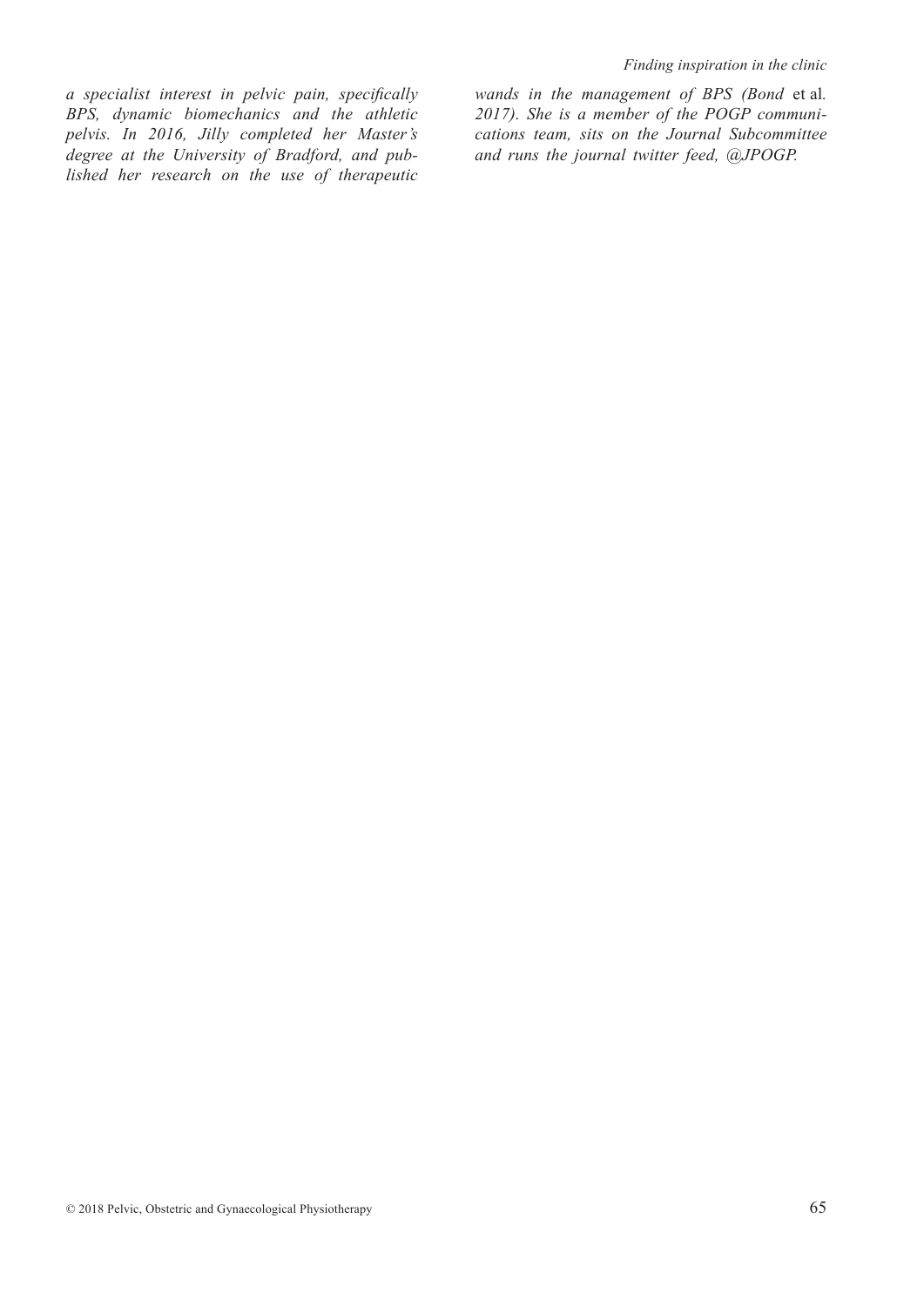*a specialist interest in pelvic pain, specifically BPS, dynamic biomechanics and the athletic pelvis. In 2016, Jilly completed her Master's degree at the University of Bradford, and published her research on the use of therapeutic wands in the management of BPS (Bond* et al. *2017). She is a member of the POGP communications team, sits on the Journal Subcommittee and runs the journal twitter feed, @JPOGP.*